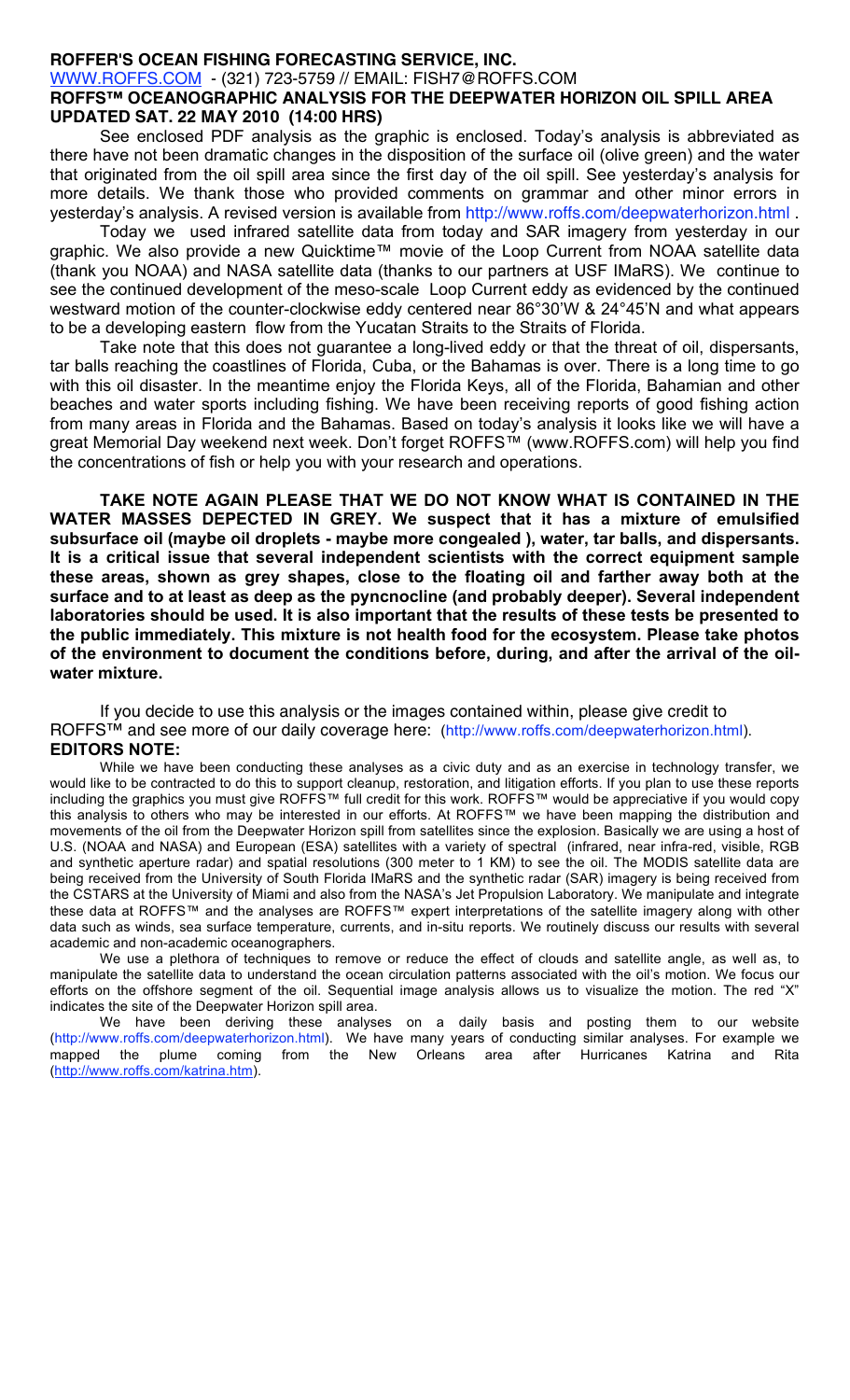**ROFFER'S OCEAN FISHING FORECASTING SERVICE, INC.**

WWW.ROFFS.COM - (321) 723-5759 // EMAIL: FISH7@ROFFS.COM

**ROFFS™ OCEANOGRAPHIC ANALYSIS FOR THE DEEPWATER HORIZON OIL SPILL AREA**
**UPDATED SAT. 22 MAY 2010 (14:00 HRS)**

See enclosed PDF analysis as the graphic is enclosed. Today's analysis is abbreviated as there have not been dramatic changes in the disposition of the surface oil (olive green) and the water that originated from the oil spill area since the first day of the oil spill. See yesterday's analysis for more details. We thank those who provided comments on grammar and other minor errors in yesterday's analysis. A revised version is available from http://www.roffs.com/deepwaterhorizon.html .

Today we used infrared satellite data from today and SAR imagery from yesterday in our graphic. We also provide a new Quicktime™ movie of the Loop Current from NOAA satellite data (thank you NOAA) and NASA satellite data (thanks to our partners at USF IMaRS). We continue to see the continued development of the meso-scale Loop Current eddy as evidenced by the continued westward motion of the counter-clockwise eddy centered near 86°30'W & 24°45'N and what appears to be a developing eastern flow from the Yucatan Straits to the Straits of Florida.

Take note that this does not guarantee a long-lived eddy or that the threat of oil, dispersants, tar balls reaching the coastlines of Florida, Cuba, or the Bahamas is over. There is a long time to go with this oil disaster. In the meantime enjoy the Florida Keys, all of the Florida, Bahamian and other beaches and water sports including fishing. We have been receiving reports of good fishing action from many areas in Florida and the Bahamas. Based on today's analysis it looks like we will have a great Memorial Day weekend next week. Don't forget ROFFS™ (www.ROFFS.com) will help you find the concentrations of fish or help you with your research and operations.

**TAKE NOTE AGAIN PLEASE THAT WE DO NOT KNOW WHAT IS CONTAINED IN THE WATER MASSES DEPECTED IN GREY. We suspect that it has a mixture of emulsified subsurface oil (maybe oil droplets - maybe more congealed ), water, tar balls, and dispersants. It is a critical issue that several independent scientists with the correct equipment sample these areas, shown as grey shapes, close to the floating oil and farther away both at the surface and to at least as deep as the pyncnocline (and probably deeper). Several independent laboratories should be used. It is also important that the results of these tests be presented to the public immediately. This mixture is not health food for the ecosystem. Please take photos of the environment to document the conditions before, during, and after the arrival of the oil-water mixture.**

If you decide to use this analysis or the images contained within, please give credit to ROFFS™ and see more of our daily coverage here: (http://www.roffs.com/deepwaterhorizon.html).

**EDITORS NOTE:**

While we have been conducting these analyses as a civic duty and as an exercise in technology transfer, we would like to be contracted to do this to support cleanup, restoration, and litigation efforts. If you plan to use these reports including the graphics you must give ROFFS™ full credit for this work. ROFFS™ would be appreciative if you would copy this analysis to others who may be interested in our efforts. At ROFFS™ we have been mapping the distribution and movements of the oil from the Deepwater Horizon spill from satellites since the explosion. Basically we are using a host of U.S. (NOAA and NASA) and European (ESA) satellites with a variety of spectral (infrared, near infra-red, visible, RGB and synthetic aperture radar) and spatial resolutions (300 meter to 1 KM) to see the oil. The MODIS satellite data are being received from the University of South Florida IMaRS and the synthetic radar (SAR) imagery is being received from the CSTARS at the University of Miami and also from the NASA's Jet Propulsion Laboratory. We manipulate and integrate these data at ROFFS™ and the analyses are ROFFS™ expert interpretations of the satellite imagery along with other data such as winds, sea surface temperature, currents, and in-situ reports. We routinely discuss our results with several academic and non-academic oceanographers.

We use a plethora of techniques to remove or reduce the effect of clouds and satellite angle, as well as, to manipulate the satellite data to understand the ocean circulation patterns associated with the oil's motion. We focus our efforts on the offshore segment of the oil. Sequential image analysis allows us to visualize the motion. The red "X" indicates the site of the Deepwater Horizon spill area.

We have been deriving these analyses on a daily basis and posting them to our website (http://www.roffs.com/deepwaterhorizon.html). We have many years of conducting similar analyses. For example we mapped the plume coming from the New Orleans area after Hurricanes Katrina and Rita (http://www.roffs.com/katrina.htm).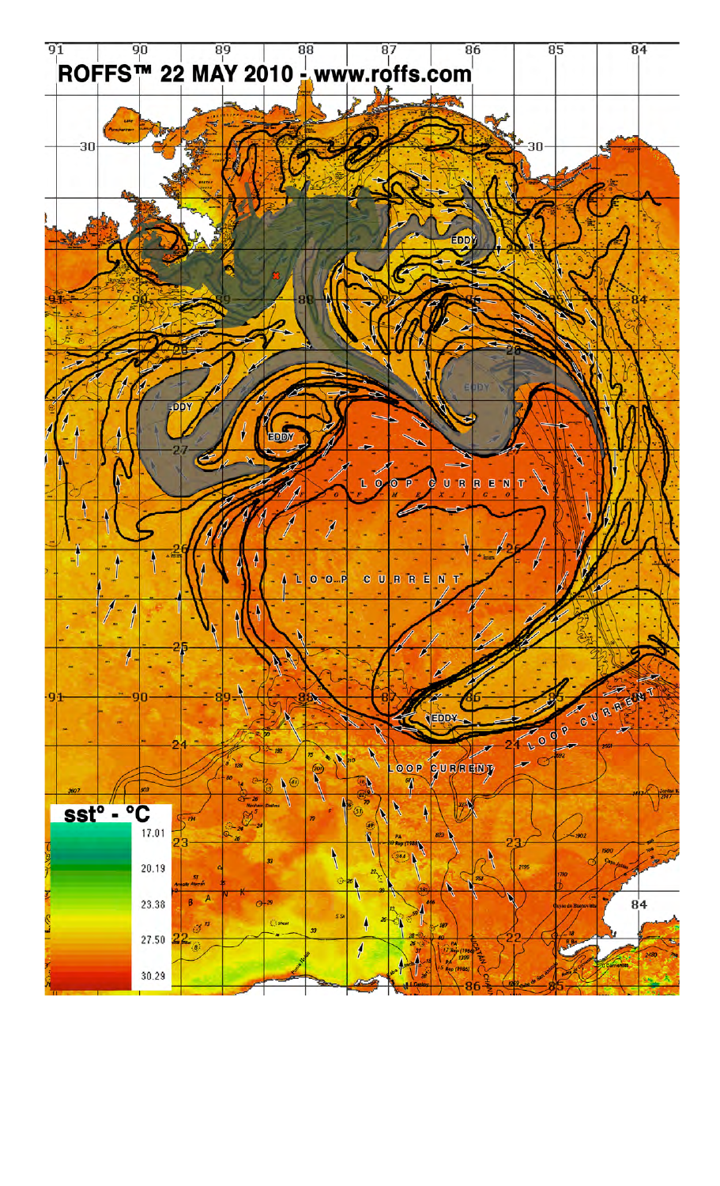ROFFS™ 22 MAY 2010 - www.roffs.com

sst° - °C

17.01

20.19

23.38

27.50

30.29

LOOP CURRENT

LOOP CURRENT

LOOP CURRENT

LOOP CURRENT

EDDY

EDDY

EDDY

EDDY

EDDY